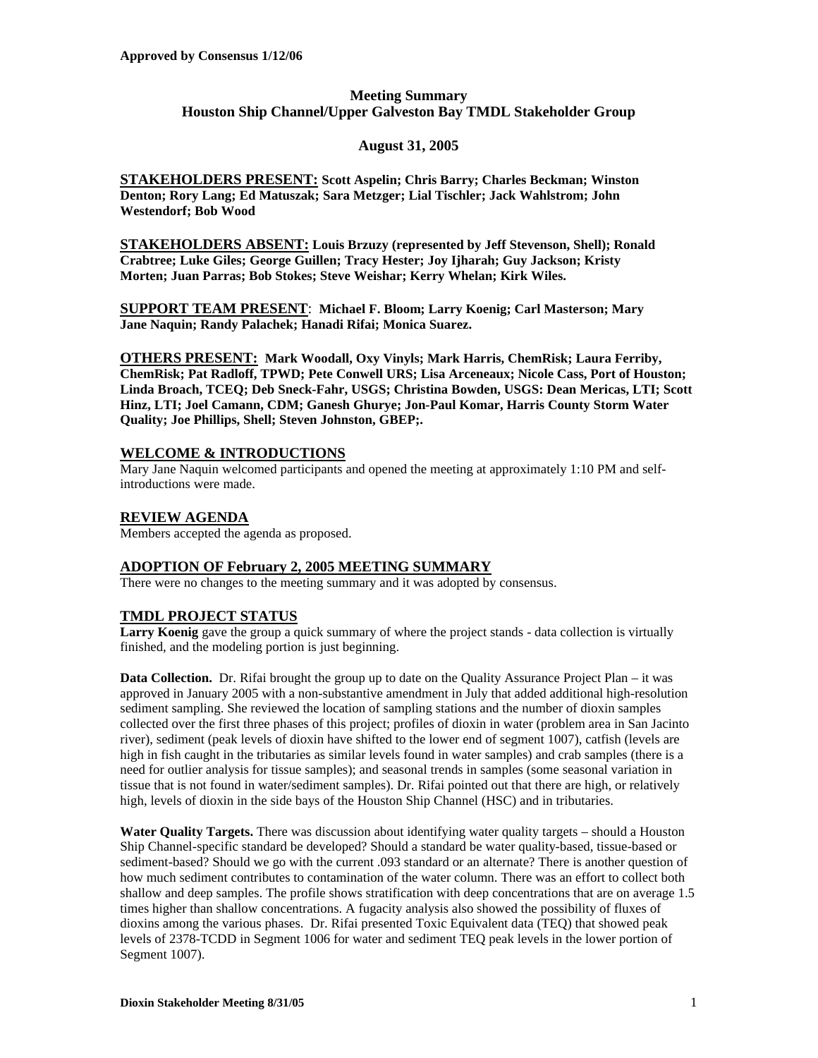**Approved by Consensus 1/12/06**

# Meeting Summary
# Houston Ship Channel/Upper Galveston Bay TMDL Stakeholder Group

## August 31, 2005

**STAKEHOLDERS PRESENT: Scott Aspelin; Chris Barry; Charles Beckman; Winston Denton; Rory Lang; Ed Matuszak; Sara Metzger; Lial Tischler; Jack Wahlstrom; John Westendorf; Bob Wood**

**STAKEHOLDERS ABSENT: Louis Brzuzy (represented by Jeff Stevenson, Shell); Ronald Crabtree; Luke Giles; George Guillen; Tracy Hester; Joy Ijharah; Guy Jackson; Kristy Morten; Juan Parras; Bob Stokes; Steve Weishar; Kerry Whelan; Kirk Wiles.**

**SUPPORT TEAM PRESENT: Michael F. Bloom; Larry Koenig; Carl Masterson; Mary Jane Naquin; Randy Palachek; Hanadi Rifai; Monica Suarez.**

**OTHERS PRESENT: Mark Woodall, Oxy Vinyls; Mark Harris, ChemRisk; Laura Ferriby, ChemRisk; Pat Radloff, TPWD; Pete Conwell URS; Lisa Arceneaux; Nicole Cass, Port of Houston; Linda Broach, TCEQ; Deb Sneck-Fahr, USGS; Christina Bowden, USGS: Dean Mericas, LTI; Scott Hinz, LTI; Joel Camann, CDM; Ganesh Ghurye; Jon-Paul Komar, Harris County Storm Water Quality; Joe Phillips, Shell; Steven Johnston, GBEP;.**

## WELCOME & INTRODUCTIONS

Mary Jane Naquin welcomed participants and opened the meeting at approximately 1:10 PM and self-introductions were made.

## REVIEW AGENDA

Members accepted the agenda as proposed.

## ADOPTION OF February 2, 2005 MEETING SUMMARY

There were no changes to the meeting summary and it was adopted by consensus.

## TMDL PROJECT STATUS

**Larry Koenig** gave the group a quick summary of where the project stands - data collection is virtually finished, and the modeling portion is just beginning.

**Data Collection.** Dr. Rifai brought the group up to date on the Quality Assurance Project Plan – it was approved in January 2005 with a non-substantive amendment in July that added additional high-resolution sediment sampling. She reviewed the location of sampling stations and the number of dioxin samples collected over the first three phases of this project; profiles of dioxin in water (problem area in San Jacinto river), sediment (peak levels of dioxin have shifted to the lower end of segment 1007), catfish (levels are high in fish caught in the tributaries as similar levels found in water samples) and crab samples (there is a need for outlier analysis for tissue samples); and seasonal trends in samples (some seasonal variation in tissue that is not found in water/sediment samples). Dr. Rifai pointed out that there are high, or relatively high, levels of dioxin in the side bays of the Houston Ship Channel (HSC) and in tributaries.

**Water Quality Targets.** There was discussion about identifying water quality targets – should a Houston Ship Channel-specific standard be developed? Should a standard be water quality-based, tissue-based or sediment-based? Should we go with the current .093 standard or an alternate? There is another question of how much sediment contributes to contamination of the water column. There was an effort to collect both shallow and deep samples. The profile shows stratification with deep concentrations that are on average 1.5 times higher than shallow concentrations. A fugacity analysis also showed the possibility of fluxes of dioxins among the various phases. Dr. Rifai presented Toxic Equivalent data (TEQ) that showed peak levels of 2378-TCDD in Segment 1006 for water and sediment TEQ peak levels in the lower portion of Segment 1007).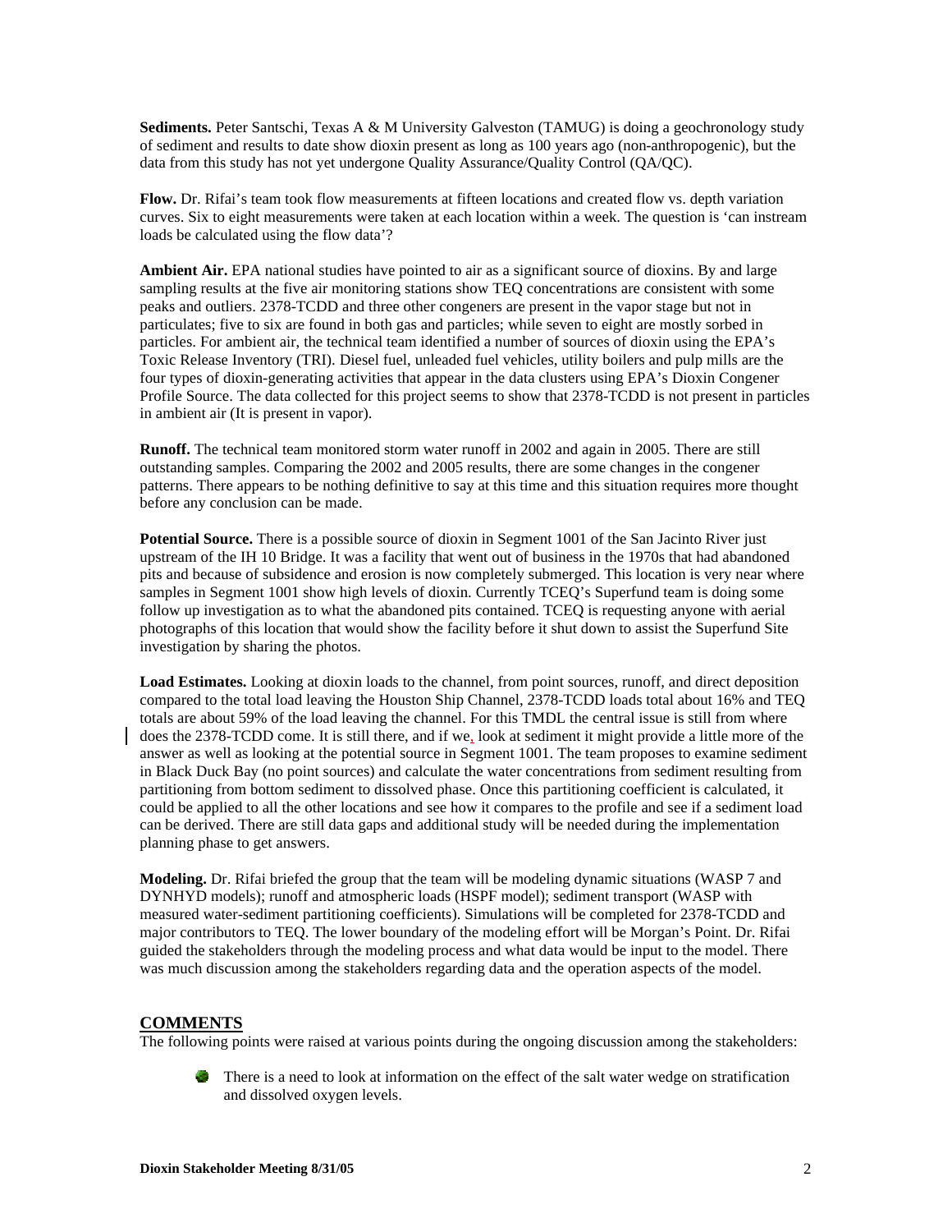**Sediments.** Peter Santschi, Texas A & M University Galveston (TAMUG) is doing a geochronology study of sediment and results to date show dioxin present as long as 100 years ago (non-anthropogenic), but the data from this study has not yet undergone Quality Assurance/Quality Control (QA/QC).

**Flow.** Dr. Rifai's team took flow measurements at fifteen locations and created flow vs. depth variation curves. Six to eight measurements were taken at each location within a week. The question is 'can instream loads be calculated using the flow data'?

**Ambient Air.** EPA national studies have pointed to air as a significant source of dioxins. By and large sampling results at the five air monitoring stations show TEQ concentrations are consistent with some peaks and outliers. 2378-TCDD and three other congeners are present in the vapor stage but not in particulates; five to six are found in both gas and particles; while seven to eight are mostly sorbed in particles. For ambient air, the technical team identified a number of sources of dioxin using the EPA's Toxic Release Inventory (TRI). Diesel fuel, unleaded fuel vehicles, utility boilers and pulp mills are the four types of dioxin-generating activities that appear in the data clusters using EPA's Dioxin Congener Profile Source. The data collected for this project seems to show that 2378-TCDD is not present in particles in ambient air (It is present in vapor).

**Runoff.** The technical team monitored storm water runoff in 2002 and again in 2005. There are still outstanding samples. Comparing the 2002 and 2005 results, there are some changes in the congener patterns. There appears to be nothing definitive to say at this time and this situation requires more thought before any conclusion can be made.

**Potential Source.** There is a possible source of dioxin in Segment 1001 of the San Jacinto River just upstream of the IH 10 Bridge. It was a facility that went out of business in the 1970s that had abandoned pits and because of subsidence and erosion is now completely submerged. This location is very near where samples in Segment 1001 show high levels of dioxin. Currently TCEQ's Superfund team is doing some follow up investigation as to what the abandoned pits contained. TCEQ is requesting anyone with aerial photographs of this location that would show the facility before it shut down to assist the Superfund Site investigation by sharing the photos.

**Load Estimates.** Looking at dioxin loads to the channel, from point sources, runoff, and direct deposition compared to the total load leaving the Houston Ship Channel, 2378-TCDD loads total about 16% and TEQ totals are about 59% of the load leaving the channel. For this TMDL the central issue is still from where does the 2378-TCDD come. It is still there, and if we, look at sediment it might provide a little more of the answer as well as looking at the potential source in Segment 1001. The team proposes to examine sediment in Black Duck Bay (no point sources) and calculate the water concentrations from sediment resulting from partitioning from bottom sediment to dissolved phase. Once this partitioning coefficient is calculated, it could be applied to all the other locations and see how it compares to the profile and see if a sediment load can be derived. There are still data gaps and additional study will be needed during the implementation planning phase to get answers.

**Modeling.** Dr. Rifai briefed the group that the team will be modeling dynamic situations (WASP 7 and DYNHYD models); runoff and atmospheric loads (HSPF model); sediment transport (WASP with measured water-sediment partitioning coefficients). Simulations will be completed for 2378-TCDD and major contributors to TEQ. The lower boundary of the modeling effort will be Morgan's Point. Dr. Rifai guided the stakeholders through the modeling process and what data would be input to the model. There was much discussion among the stakeholders regarding data and the operation aspects of the model.

## COMMENTS

The following points were raised at various points during the ongoing discussion among the stakeholders:

- There is a need to look at information on the effect of the salt water wedge on stratification and dissolved oxygen levels.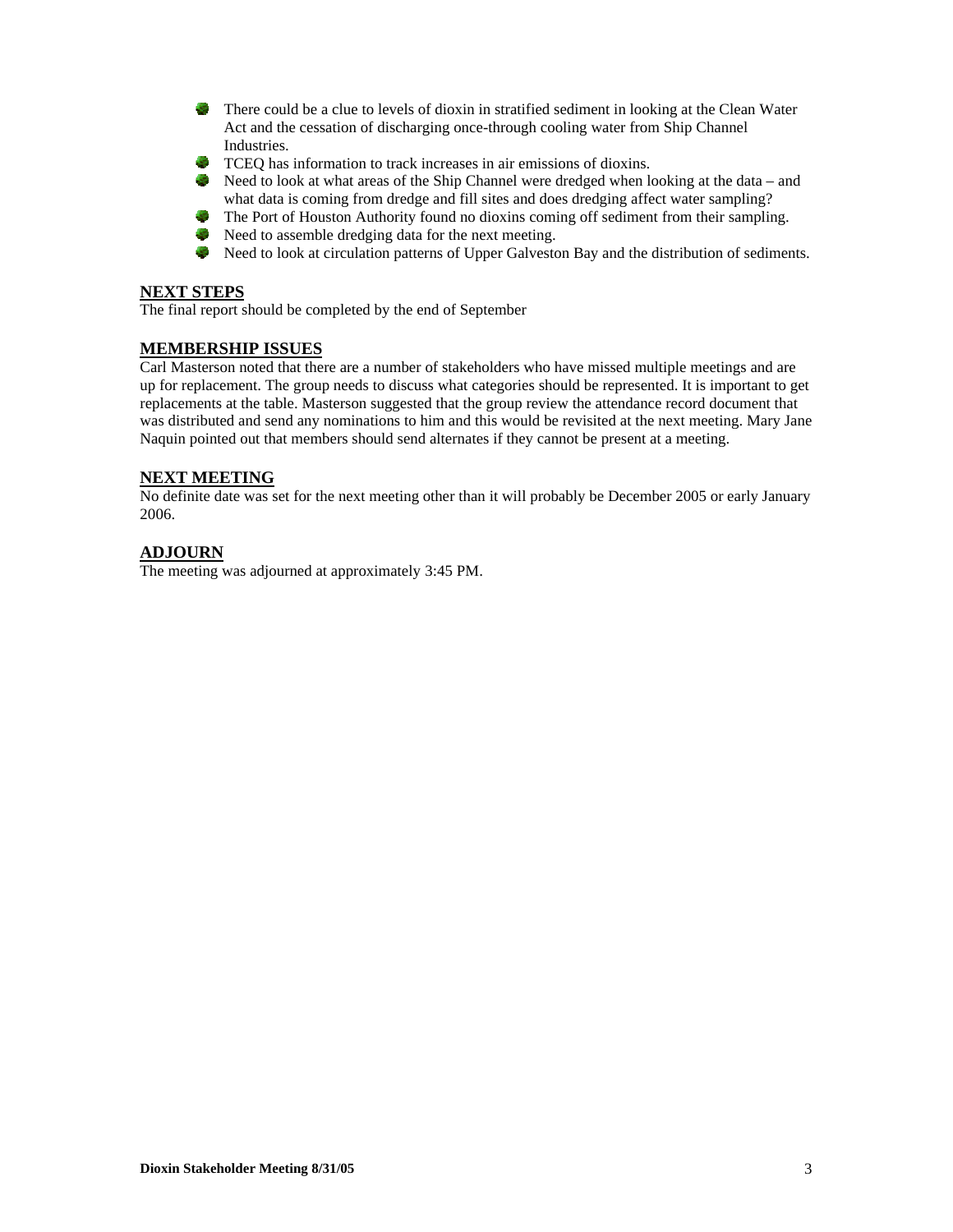- There could be a clue to levels of dioxin in stratified sediment in looking at the Clean Water Act and the cessation of discharging once-through cooling water from Ship Channel Industries.
- TCEQ has information to track increases in air emissions of dioxins.
- Need to look at what areas of the Ship Channel were dredged when looking at the data – and what data is coming from dredge and fill sites and does dredging affect water sampling?
- The Port of Houston Authority found no dioxins coming off sediment from their sampling.
- Need to assemble dredging data for the next meeting.
- Need to look at circulation patterns of Upper Galveston Bay and the distribution of sediments.

## NEXT STEPS

The final report should be completed by the end of September

## MEMBERSHIP ISSUES

Carl Masterson noted that there are a number of stakeholders who have missed multiple meetings and are up for replacement. The group needs to discuss what categories should be represented. It is important to get replacements at the table. Masterson suggested that the group review the attendance record document that was distributed and send any nominations to him and this would be revisited at the next meeting. Mary Jane Naquin pointed out that members should send alternates if they cannot be present at a meeting.

## NEXT MEETING

No definite date was set for the next meeting other than it will probably be December 2005 or early January 2006.

## ADJOURN

The meeting was adjourned at approximately 3:45 PM.